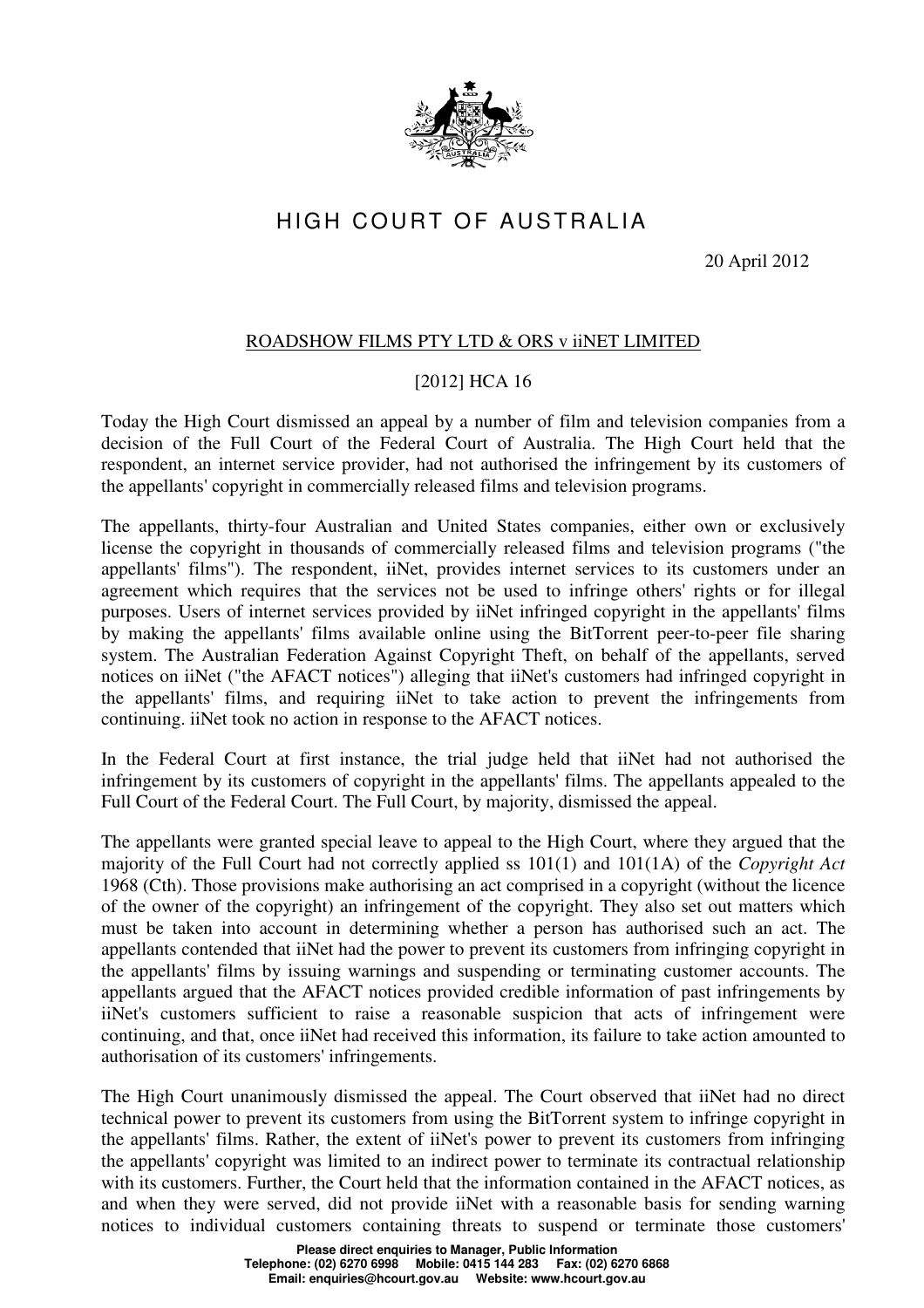# HIGH COURT OF AUSTRALIA

20 April 2012

## ROADSHOW FILMS PTY LTD & ORS v iiNET LIMITED

[2012] HCA 16

Today the High Court dismissed an appeal by a number of film and television companies from a decision of the Full Court of the Federal Court of Australia. The High Court held that the respondent, an internet service provider, had not authorised the infringement by its customers of the appellants' copyright in commercially released films and television programs.

The appellants, thirty-four Australian and United States companies, either own or exclusively license the copyright in thousands of commercially released films and television programs ("the appellants' films"). The respondent, iiNet, provides internet services to its customers under an agreement which requires that the services not be used to infringe others' rights or for illegal purposes. Users of internet services provided by iiNet infringed copyright in the appellants' films by making the appellants' films available online using the BitTorrent peer-to-peer file sharing system. The Australian Federation Against Copyright Theft, on behalf of the appellants, served notices on iiNet ("the AFACT notices") alleging that iiNet's customers had infringed copyright in the appellants' films, and requiring iiNet to take action to prevent the infringements from continuing. iiNet took no action in response to the AFACT notices.

In the Federal Court at first instance, the trial judge held that iiNet had not authorised the infringement by its customers of copyright in the appellants' films. The appellants appealed to the Full Court of the Federal Court. The Full Court, by majority, dismissed the appeal.

The appellants were granted special leave to appeal to the High Court, where they argued that the majority of the Full Court had not correctly applied ss 101(1) and 101(1A) of the *Copyright Act* 1968 (Cth). Those provisions make authorising an act comprised in a copyright (without the licence of the owner of the copyright) an infringement of the copyright. They also set out matters which must be taken into account in determining whether a person has authorised such an act. The appellants contended that iiNet had the power to prevent its customers from infringing copyright in the appellants' films by issuing warnings and suspending or terminating customer accounts. The appellants argued that the AFACT notices provided credible information of past infringements by iiNet's customers sufficient to raise a reasonable suspicion that acts of infringement were continuing, and that, once iiNet had received this information, its failure to take action amounted to authorisation of its customers' infringements.

The High Court unanimously dismissed the appeal. The Court observed that iiNet had no direct technical power to prevent its customers from using the BitTorrent system to infringe copyright in the appellants' films. Rather, the extent of iiNet's power to prevent its customers from infringing the appellants' copyright was limited to an indirect power to terminate its contractual relationship with its customers. Further, the Court held that the information contained in the AFACT notices, as and when they were served, did not provide iiNet with a reasonable basis for sending warning notices to individual customers containing threats to suspend or terminate those customers'

**Please direct enquiries to Manager, Public Information**
**Telephone: (02) 6270 6998 Mobile: 0415 144 283 Fax: (02) 6270 6868**
**Email: enquiries@hcourt.gov.au Website: www.hcourt.gov.au**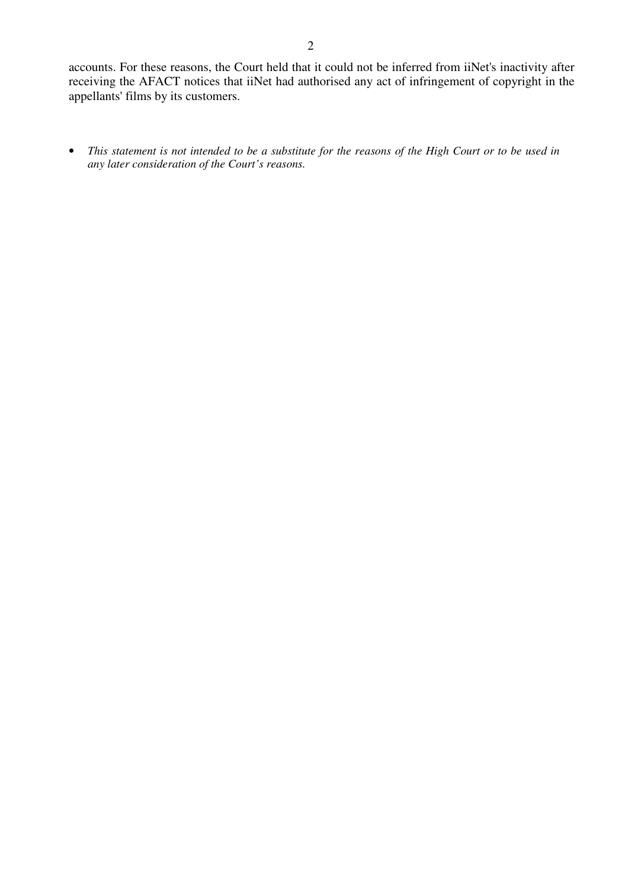accounts. For these reasons, the Court held that it could not be inferred from iiNet's inactivity after receiving the AFACT notices that iiNet had authorised any act of infringement of copyright in the appellants' films by its customers.

- *This statement is not intended to be a substitute for the reasons of the High Court or to be used in any later consideration of the Court's reasons.*